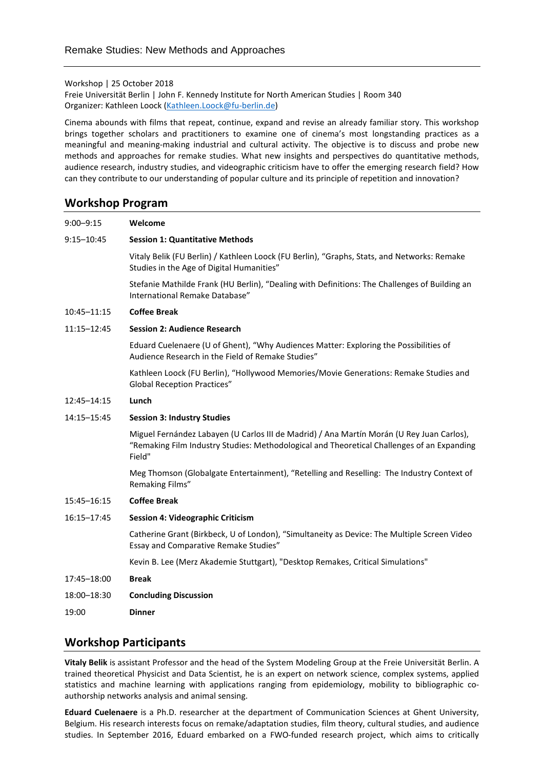# Remake Studies: New Methods and Approaches

Workshop | 25 October 2018
Freie Universität Berlin | John F. Kennedy Institute for North American Studies | Room 340
Organizer: Kathleen Loock (Kathleen.Loock@fu-berlin.de)

Cinema abounds with films that repeat, continue, expand and revise an already familiar story. This workshop brings together scholars and practitioners to examine one of cinema's most longstanding practices as a meaningful and meaning-making industrial and cultural activity. The objective is to discuss and probe new methods and approaches for remake studies. What new insights and perspectives do quantitative methods, audience research, industry studies, and videographic criticism have to offer the emerging research field? How can they contribute to our understanding of popular culture and its principle of repetition and innovation?

## Workshop Program

9:00–9:15 **Welcome**

9:15–10:45 **Session 1: Quantitative Methods**

Vitaly Belik (FU Berlin) / Kathleen Loock (FU Berlin), "Graphs, Stats, and Networks: Remake Studies in the Age of Digital Humanities"

Stefanie Mathilde Frank (HU Berlin), "Dealing with Definitions: The Challenges of Building an International Remake Database"

10:45–11:15 **Coffee Break**

11:15–12:45 **Session 2: Audience Research**

Eduard Cuelenaere (U of Ghent), "Why Audiences Matter: Exploring the Possibilities of Audience Research in the Field of Remake Studies"

Kathleen Loock (FU Berlin), "Hollywood Memories/Movie Generations: Remake Studies and Global Reception Practices"

12:45–14:15 **Lunch**

14:15–15:45 **Session 3: Industry Studies**

Miguel Fernández Labayen (U Carlos III de Madrid) / Ana Martín Morán (U Rey Juan Carlos), "Remaking Film Industry Studies: Methodological and Theoretical Challenges of an Expanding Field"

Meg Thomson (Globalgate Entertainment), "Retelling and Reselling: The Industry Context of Remaking Films"

15:45–16:15 **Coffee Break**

16:15–17:45 **Session 4: Videographic Criticism**

Catherine Grant (Birkbeck, U of London), "Simultaneity as Device: The Multiple Screen Video Essay and Comparative Remake Studies"

Kevin B. Lee (Merz Akademie Stuttgart), "Desktop Remakes, Critical Simulations"

17:45–18:00 **Break**

18:00–18:30 **Concluding Discussion**

19:00 **Dinner**

## Workshop Participants

**Vitaly Belik** is assistant Professor and the head of the System Modeling Group at the Freie Universität Berlin. A trained theoretical Physicist and Data Scientist, he is an expert on network science, complex systems, applied statistics and machine learning with applications ranging from epidemiology, mobility to bibliographic co-authorship networks analysis and animal sensing.

**Eduard Cuelenaere** is a Ph.D. researcher at the department of Communication Sciences at Ghent University, Belgium. His research interests focus on remake/adaptation studies, film theory, cultural studies, and audience studies. In September 2016, Eduard embarked on a FWO-funded research project, which aims to critically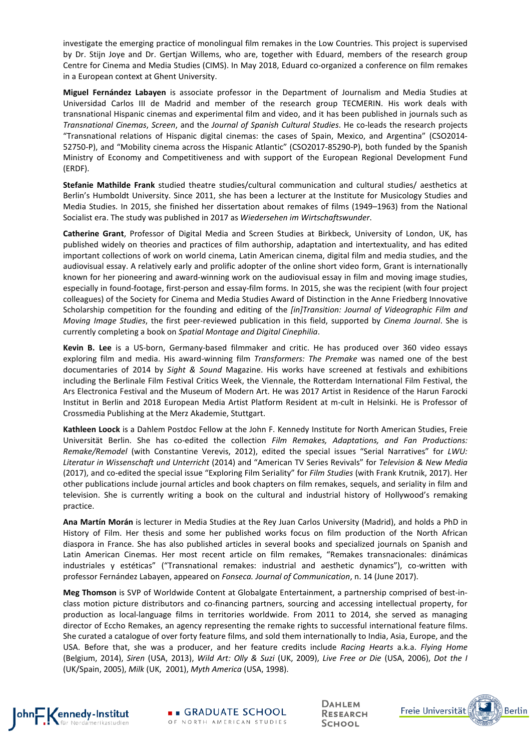investigate the emerging practice of monolingual film remakes in the Low Countries. This project is supervised by Dr. Stijn Joye and Dr. Gertjan Willems, who are, together with Eduard, members of the research group Centre for Cinema and Media Studies (CIMS). In May 2018, Eduard co-organized a conference on film remakes in a European context at Ghent University.

**Miguel Fernández Labayen** is associate professor in the Department of Journalism and Media Studies at Universidad Carlos III de Madrid and member of the research group TECMERIN. His work deals with transnational Hispanic cinemas and experimental film and video, and it has been published in journals such as *Transnational Cinemas*, *Screen*, and the *Journal of Spanish Cultural Studies*. He co-leads the research projects "Transnational relations of Hispanic digital cinemas: the cases of Spain, Mexico, and Argentina" (CSO2014-52750-P), and "Mobility cinema across the Hispanic Atlantic" (CSO2017-85290-P), both funded by the Spanish Ministry of Economy and Competitiveness and with support of the European Regional Development Fund (ERDF).

**Stefanie Mathilde Frank** studied theatre studies/cultural communication and cultural studies/ aesthetics at Berlin's Humboldt University. Since 2011, she has been a lecturer at the Institute for Musicology Studies and Media Studies. In 2015, she finished her dissertation about remakes of films (1949–1963) from the National Socialist era. The study was published in 2017 as *Wiedersehen im Wirtschaftswunder*.

**Catherine Grant**, Professor of Digital Media and Screen Studies at Birkbeck, University of London, UK, has published widely on theories and practices of film authorship, adaptation and intertextuality, and has edited important collections of work on world cinema, Latin American cinema, digital film and media studies, and the audiovisual essay. A relatively early and prolific adopter of the online short video form, Grant is internationally known for her pioneering and award-winning work on the audiovisual essay in film and moving image studies, especially in found-footage, first-person and essay-film forms. In 2015, she was the recipient (with four project colleagues) of the Society for Cinema and Media Studies Award of Distinction in the Anne Friedberg Innovative Scholarship competition for the founding and editing of the *[in]Transition: Journal of Videographic Film and Moving Image Studies*, the first peer-reviewed publication in this field, supported by *Cinema Journal*. She is currently completing a book on *Spatial Montage and Digital Cinephilia*.

**Kevin B. Lee** is a US-born, Germany-based filmmaker and critic. He has produced over 360 video essays exploring film and media. His award-winning film *Transformers: The Premake* was named one of the best documentaries of 2014 by *Sight & Sound* Magazine. His works have screened at festivals and exhibitions including the Berlinale Film Festival Critics Week, the Viennale, the Rotterdam International Film Festival, the Ars Electronica Festival and the Museum of Modern Art. He was 2017 Artist in Residence of the Harun Farocki Institut in Berlin and 2018 European Media Artist Platform Resident at m-cult in Helsinki. He is Professor of Crossmedia Publishing at the Merz Akademie, Stuttgart.

**Kathleen Loock** is a Dahlem Postdoc Fellow at the John F. Kennedy Institute for North American Studies, Freie Universität Berlin. She has co-edited the collection *Film Remakes, Adaptations, and Fan Productions: Remake/Remodel* (with Constantine Verevis, 2012), edited the special issues "Serial Narratives" for *LWU: Literatur in Wissenschaft und Unterricht* (2014) and "American TV Series Revivals" for *Television & New Media* (2017), and co-edited the special issue "Exploring Film Seriality" for *Film Studies* (with Frank Krutnik, 2017). Her other publications include journal articles and book chapters on film remakes, sequels, and seriality in film and television. She is currently writing a book on the cultural and industrial history of Hollywood's remaking practice.

**Ana Martín Morán** is lecturer in Media Studies at the Rey Juan Carlos University (Madrid), and holds a PhD in History of Film. Her thesis and some her published works focus on film production of the North African diaspora in France. She has also published articles in several books and specialized journals on Spanish and Latin American Cinemas. Her most recent article on film remakes, "Remakes transnacionales: dinámicas industriales y estéticas" ("Transnational remakes: industrial and aesthetic dynamics"), co-written with professor Fernández Labayen, appeared on *Fonseca. Journal of Communication*, n. 14 (June 2017).

**Meg Thomson** is SVP of Worldwide Content at Globalgate Entertainment, a partnership comprised of best-in-class motion picture distributors and co-financing partners, sourcing and accessing intellectual property, for production as local-language films in territories worldwide. From 2011 to 2014, she served as managing director of Eccho Remakes, an agency representing the remake rights to successful international feature films. She curated a catalogue of over forty feature films, and sold them internationally to India, Asia, Europe, and the USA. Before that, she was a producer, and her feature credits include *Racing Hearts* a.k.a. *Flying Home* (Belgium, 2014), *Siren* (USA, 2013), *Wild Art: Olly & Suzi* (UK, 2009), *Live Free or Die* (USA, 2006), *Dot the I* (UK/Spain, 2005), *Milk* (UK, 2001), *Myth America* (USA, 1998).